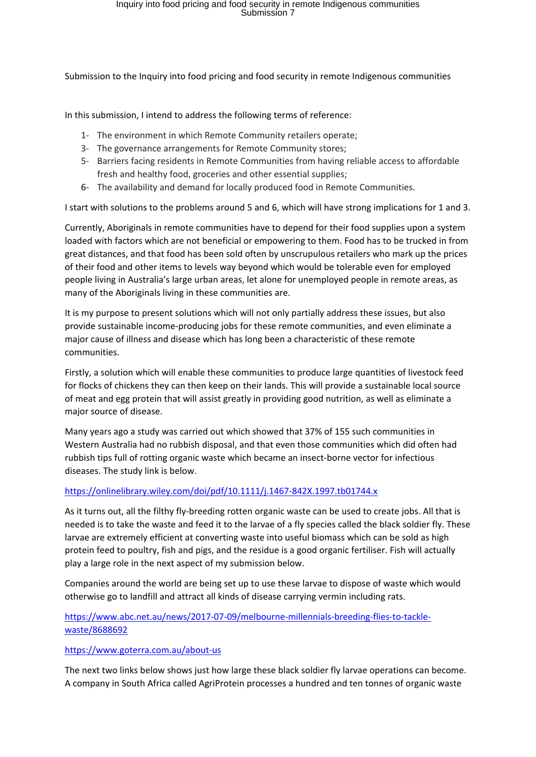Submission to the Inquiry into food pricing and food security in remote Indigenous communities

In this submission, I intend to address the following terms of reference:

1- The environment in which Remote Community retailers operate;
3- The governance arrangements for Remote Community stores;
5- Barriers facing residents in Remote Communities from having reliable access to affordable fresh and healthy food, groceries and other essential supplies;
6- The availability and demand for locally produced food in Remote Communities.

I start with solutions to the problems around 5 and 6, which will have strong implications for 1 and 3.

Currently, Aboriginals in remote communities have to depend for their food supplies upon a system loaded with factors which are not beneficial or empowering to them. Food has to be trucked in from great distances, and that food has been sold often by unscrupulous retailers who mark up the prices of their food and other items to levels way beyond which would be tolerable even for employed people living in Australia's large urban areas, let alone for unemployed people in remote areas, as many of the Aboriginals living in these communities are.

It is my purpose to present solutions which will not only partially address these issues, but also provide sustainable income-producing jobs for these remote communities, and even eliminate a major cause of illness and disease which has long been a characteristic of these remote communities.

Firstly, a solution which will enable these communities to produce large quantities of livestock feed for flocks of chickens they can then keep on their lands. This will provide a sustainable local source of meat and egg protein that will assist greatly in providing good nutrition, as well as eliminate a major source of disease.

Many years ago a study was carried out which showed that 37% of 155 such communities in Western Australia had no rubbish disposal, and that even those communities which did often had rubbish tips full of rotting organic waste which became an insect-borne vector for infectious diseases. The study link is below.

https://onlinelibrary.wiley.com/doi/pdf/10.1111/j.1467-842X.1997.tb01744.x

As it turns out, all the filthy fly-breeding rotten organic waste can be used to create jobs. All that is needed is to take the waste and feed it to the larvae of a fly species called the black soldier fly. These larvae are extremely efficient at converting waste into useful biomass which can be sold as high protein feed to poultry, fish and pigs, and the residue is a good organic fertiliser. Fish will actually play a large role in the next aspect of my submission below.

Companies around the world are being set up to use these larvae to dispose of waste which would otherwise go to landfill and attract all kinds of disease carrying vermin including rats.

https://www.abc.net.au/news/2017-07-09/melbourne-millennials-breeding-flies-to-tackle-waste/8688692

https://www.goterra.com.au/about-us

The next two links below shows just how large these black soldier fly larvae operations can become. A company in South Africa called AgriProtein processes a hundred and ten tonnes of organic waste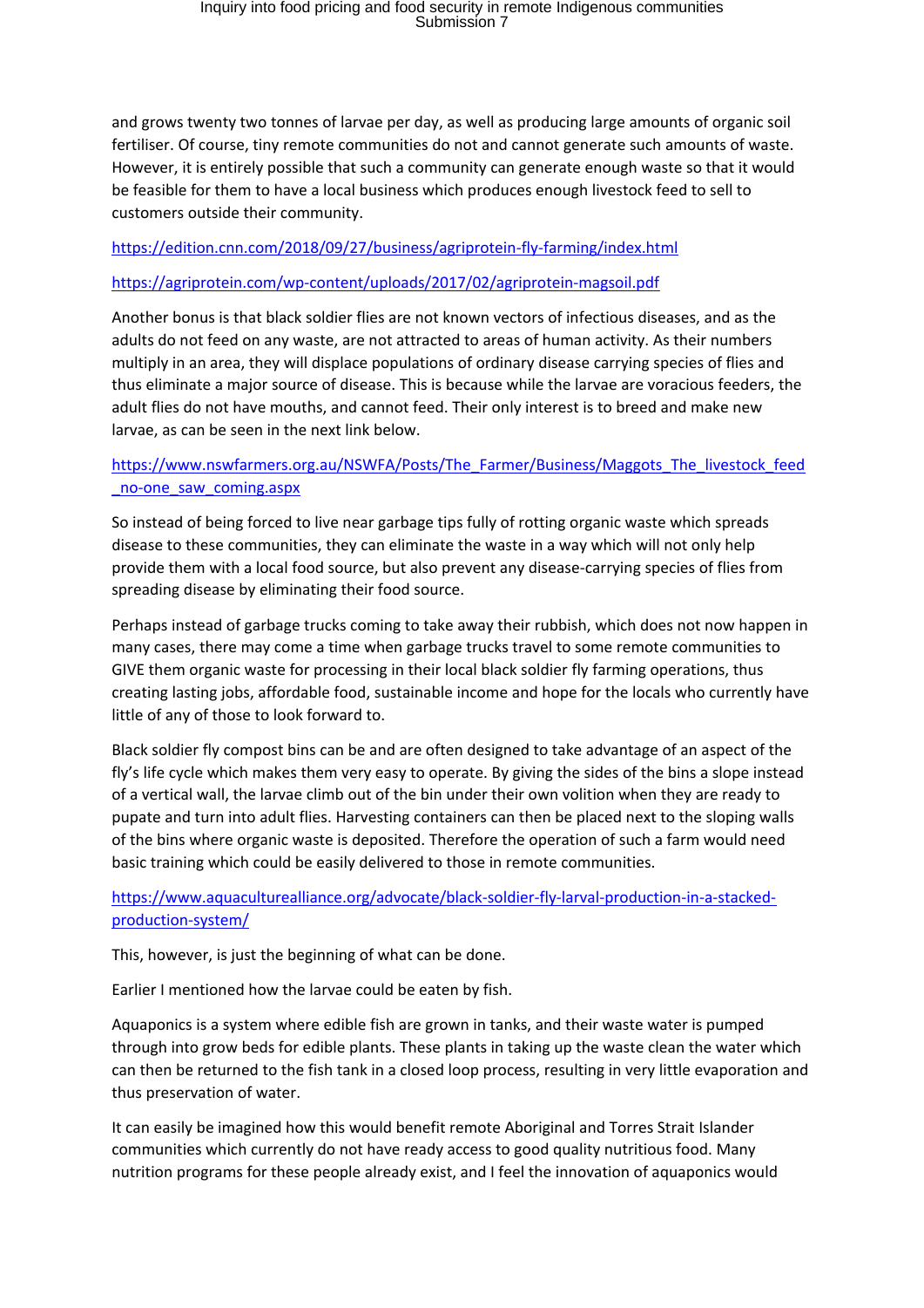and grows twenty two tonnes of larvae per day, as well as producing large amounts of organic soil fertiliser. Of course, tiny remote communities do not and cannot generate such amounts of waste. However, it is entirely possible that such a community can generate enough waste so that it would be feasible for them to have a local business which produces enough livestock feed to sell to customers outside their community.

https://edition.cnn.com/2018/09/27/business/agriprotein-fly-farming/index.html

https://agriprotein.com/wp-content/uploads/2017/02/agriprotein-magsoil.pdf

Another bonus is that black soldier flies are not known vectors of infectious diseases, and as the adults do not feed on any waste, are not attracted to areas of human activity. As their numbers multiply in an area, they will displace populations of ordinary disease carrying species of flies and thus eliminate a major source of disease. This is because while the larvae are voracious feeders, the adult flies do not have mouths, and cannot feed. Their only interest is to breed and make new larvae, as can be seen in the next link below.

https://www.nswfarmers.org.au/NSWFA/Posts/The_Farmer/Business/Maggots_The_livestock_feed_no-one_saw_coming.aspx

So instead of being forced to live near garbage tips fully of rotting organic waste which spreads disease to these communities, they can eliminate the waste in a way which will not only help provide them with a local food source, but also prevent any disease-carrying species of flies from spreading disease by eliminating their food source.

Perhaps instead of garbage trucks coming to take away their rubbish, which does not now happen in many cases, there may come a time when garbage trucks travel to some remote communities to GIVE them organic waste for processing in their local black soldier fly farming operations, thus creating lasting jobs, affordable food, sustainable income and hope for the locals who currently have little of any of those to look forward to.

Black soldier fly compost bins can be and are often designed to take advantage of an aspect of the fly's life cycle which makes them very easy to operate. By giving the sides of the bins a slope instead of a vertical wall, the larvae climb out of the bin under their own volition when they are ready to pupate and turn into adult flies. Harvesting containers can then be placed next to the sloping walls of the bins where organic waste is deposited. Therefore the operation of such a farm would need basic training which could be easily delivered to those in remote communities.

https://www.aquaculturealliance.org/advocate/black-soldier-fly-larval-production-in-a-stacked-production-system/

This, however, is just the beginning of what can be done.

Earlier I mentioned how the larvae could be eaten by fish.

Aquaponics is a system where edible fish are grown in tanks, and their waste water is pumped through into grow beds for edible plants. These plants in taking up the waste clean the water which can then be returned to the fish tank in a closed loop process, resulting in very little evaporation and thus preservation of water.

It can easily be imagined how this would benefit remote Aboriginal and Torres Strait Islander communities which currently do not have ready access to good quality nutritious food. Many nutrition programs for these people already exist, and I feel the innovation of aquaponics would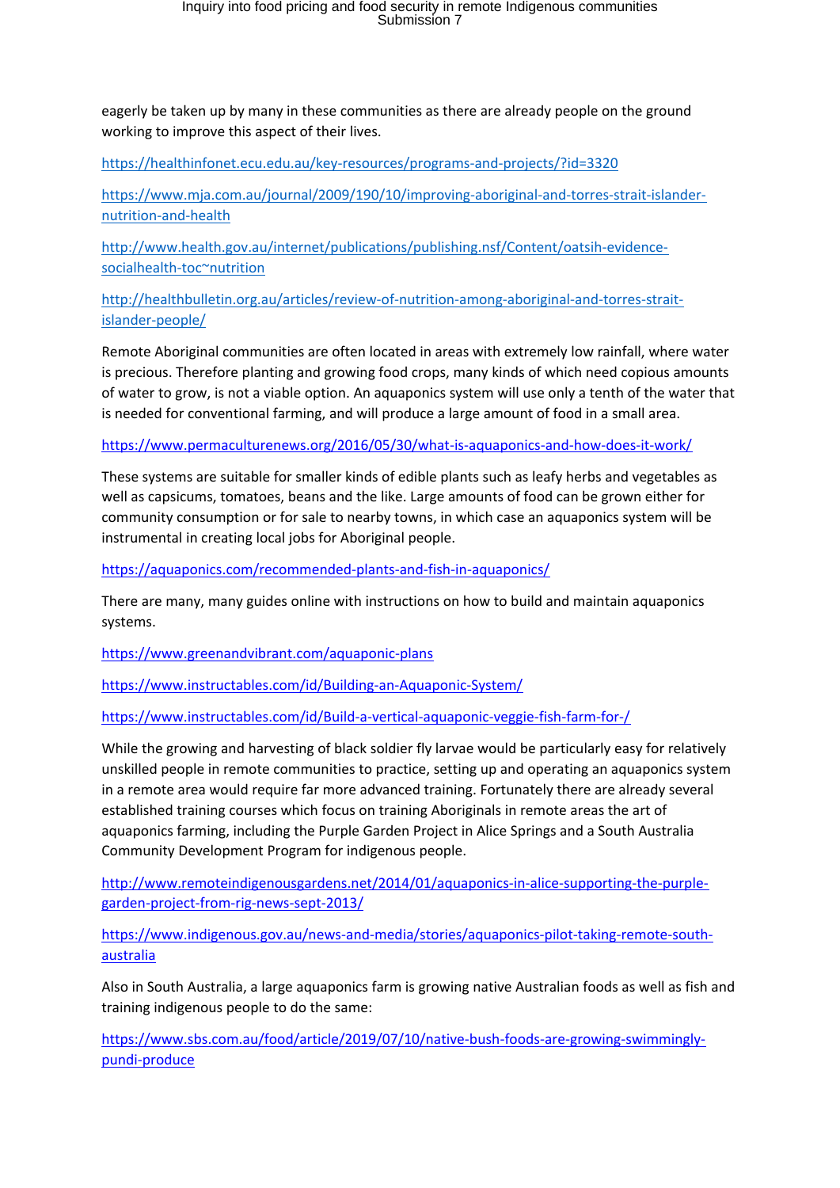eagerly be taken up by many in these communities as there are already people on the ground working to improve this aspect of their lives.

https://healthinfonet.ecu.edu.au/key-resources/programs-and-projects/?id=3320

https://www.mja.com.au/journal/2009/190/10/improving-aboriginal-and-torres-strait-islander-nutrition-and-health

http://www.health.gov.au/internet/publications/publishing.nsf/Content/oatsih-evidence-socialhealth-toc~nutrition

http://healthbulletin.org.au/articles/review-of-nutrition-among-aboriginal-and-torres-strait-islander-people/

Remote Aboriginal communities are often located in areas with extremely low rainfall, where water is precious. Therefore planting and growing food crops, many kinds of which need copious amounts of water to grow, is not a viable option. An aquaponics system will use only a tenth of the water that is needed for conventional farming, and will produce a large amount of food in a small area.

https://www.permaculturenews.org/2016/05/30/what-is-aquaponics-and-how-does-it-work/

These systems are suitable for smaller kinds of edible plants such as leafy herbs and vegetables as well as capsicums, tomatoes, beans and the like. Large amounts of food can be grown either for community consumption or for sale to nearby towns, in which case an aquaponics system will be instrumental in creating local jobs for Aboriginal people.

https://aquaponics.com/recommended-plants-and-fish-in-aquaponics/

There are many, many guides online with instructions on how to build and maintain aquaponics systems.

https://www.greenandvibrant.com/aquaponic-plans

https://www.instructables.com/id/Building-an-Aquaponic-System/

https://www.instructables.com/id/Build-a-vertical-aquaponic-veggie-fish-farm-for-/

While the growing and harvesting of black soldier fly larvae would be particularly easy for relatively unskilled people in remote communities to practice, setting up and operating an aquaponics system in a remote area would require far more advanced training. Fortunately there are already several established training courses which focus on training Aboriginals in remote areas the art of aquaponics farming, including the Purple Garden Project in Alice Springs and a South Australia Community Development Program for indigenous people.

http://www.remoteindigenousgardens.net/2014/01/aquaponics-in-alice-supporting-the-purple-garden-project-from-rig-news-sept-2013/

https://www.indigenous.gov.au/news-and-media/stories/aquaponics-pilot-taking-remote-south-australia

Also in South Australia, a large aquaponics farm is growing native Australian foods as well as fish and training indigenous people to do the same:

https://www.sbs.com.au/food/article/2019/07/10/native-bush-foods-are-growing-swimmingly-pundi-produce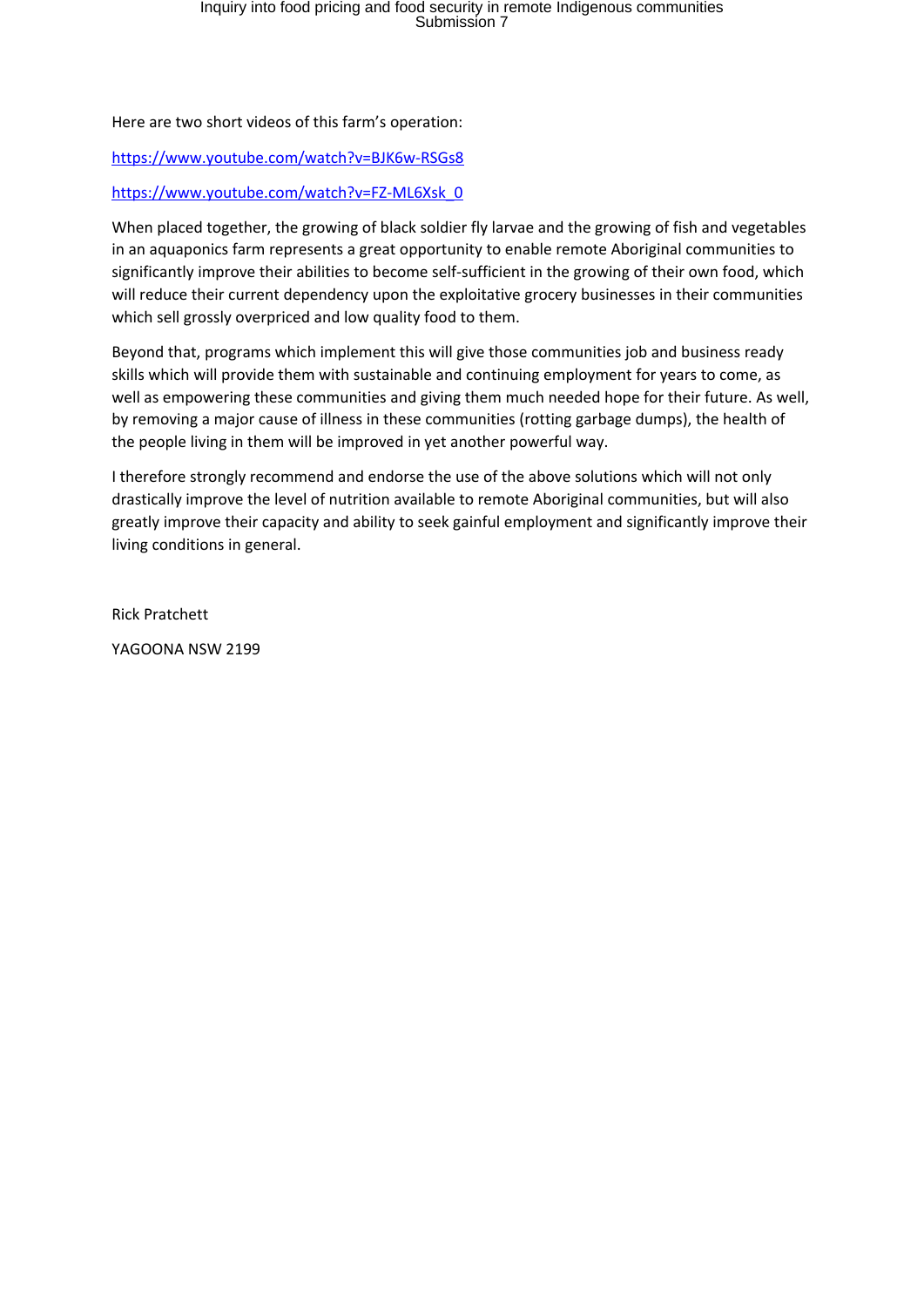Here are two short videos of this farm's operation:

https://www.youtube.com/watch?v=BJK6w-RSGs8

https://www.youtube.com/watch?v=FZ-ML6Xsk_0

When placed together, the growing of black soldier fly larvae and the growing of fish and vegetables in an aquaponics farm represents a great opportunity to enable remote Aboriginal communities to significantly improve their abilities to become self-sufficient in the growing of their own food, which will reduce their current dependency upon the exploitative grocery businesses in their communities which sell grossly overpriced and low quality food to them.

Beyond that, programs which implement this will give those communities job and business ready skills which will provide them with sustainable and continuing employment for years to come, as well as empowering these communities and giving them much needed hope for their future. As well, by removing a major cause of illness in these communities (rotting garbage dumps), the health of the people living in them will be improved in yet another powerful way.

I therefore strongly recommend and endorse the use of the above solutions which will not only drastically improve the level of nutrition available to remote Aboriginal communities, but will also greatly improve their capacity and ability to seek gainful employment and significantly improve their living conditions in general.

Rick Pratchett

YAGOONA NSW 2199